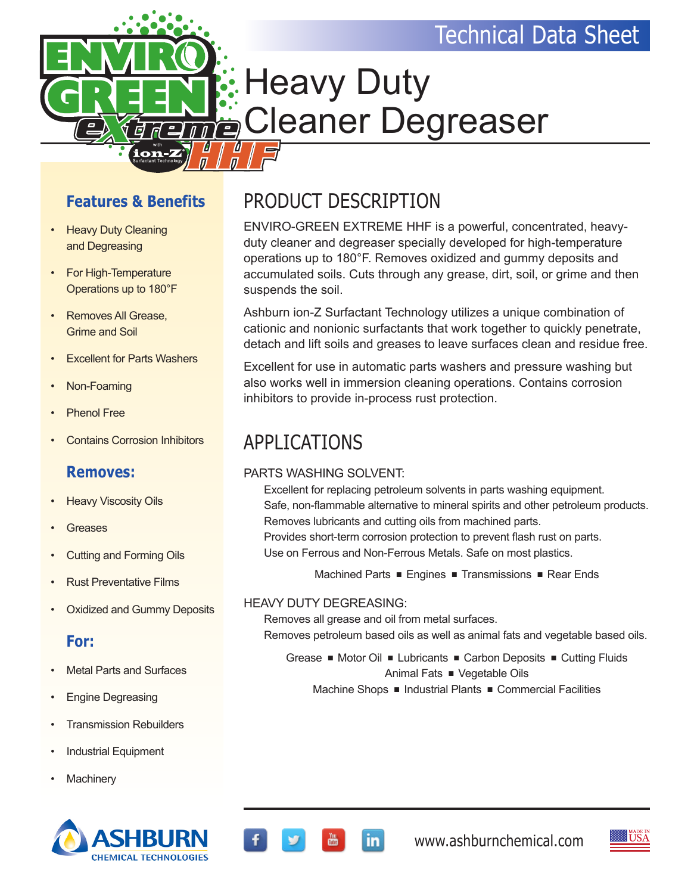Technical Data Sheet

# Heavy Duty Cleaner Degreaser

ENVIRO GREEN eXtreme with ion-Z Surfactant Technology HHF

## Features & Benefits

- Heavy Duty Cleaning and Degreasing
- For High-Temperature Operations up to 180°F
- Removes All Grease, Grime and Soil
- Excellent for Parts Washers
- Non-Foaming
- Phenol Free
- Contains Corrosion Inhibitors

## Removes:

- Heavy Viscosity Oils
- Greases
- Cutting and Forming Oils
- Rust Preventative Films
- Oxidized and Gummy Deposits

## For:

- Metal Parts and Surfaces
- Engine Degreasing
- Transmission Rebuilders
- Industrial Equipment
- Machinery

## PRODUCT DESCRIPTION

ENVIRO-GREEN EXTREME HHF is a powerful, concentrated, heavy-duty cleaner and degreaser specially developed for high-temperature operations up to 180°F. Removes oxidized and gummy deposits and accumulated soils. Cuts through any grease, dirt, soil, or grime and then suspends the soil.

Ashburn ion-Z Surfactant Technology utilizes a unique combination of cationic and nonionic surfactants that work together to quickly penetrate, detach and lift soils and greases to leave surfaces clean and residue free.

Excellent for use in automatic parts washers and pressure washing but also works well in immersion cleaning operations. Contains corrosion inhibitors to provide in-process rust protection.

## APPLICATIONS

PARTS WASHING SOLVENT:

Excellent for replacing petroleum solvents in parts washing equipment.
Safe, non-flammable alternative to mineral spirits and other petroleum products.
Removes lubricants and cutting oils from machined parts.
Provides short-term corrosion protection to prevent flash rust on parts.
Use on Ferrous and Non-Ferrous Metals. Safe on most plastics.

Machined Parts ■ Engines ■ Transmissions ■ Rear Ends

HEAVY DUTY DEGREASING:

Removes all grease and oil from metal surfaces.
Removes petroleum based oils as well as animal fats and vegetable based oils.

Grease ■ Motor Oil ■ Lubricants ■ Carbon Deposits ■ Cutting Fluids
Animal Fats ■ Vegetable Oils
Machine Shops ■ Industrial Plants ■ Commercial Facilities

ASHBURN CHEMICAL TECHNOLOGIES

www.ashburnchemical.com

MADE IN USA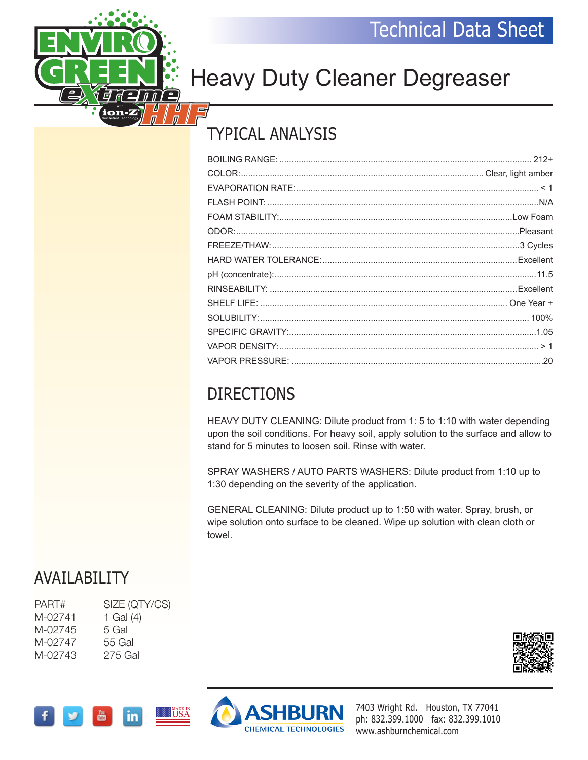Technical Data Sheet

# Heavy Duty Cleaner Degreaser

## TYPICAL ANALYSIS

| | |
|---|---|
| BOILING RANGE: | 212+ |
| COLOR: | Clear, light amber |
| EVAPORATION RATE: | < 1 |
| FLASH POINT: | N/A |
| FOAM STABILITY: | Low Foam |
| ODOR: | Pleasant |
| FREEZE/THAW: | 3 Cycles |
| HARD WATER TOLERANCE: | Excellent |
| pH (concentrate): | 11.5 |
| RINSEABILITY: | Excellent |
| SHELF LIFE: | One Year + |
| SOLUBILITY: | 100% |
| SPECIFIC GRAVITY: | 1.05 |
| VAPOR DENSITY: | > 1 |
| VAPOR PRESSURE: | 20 |

## DIRECTIONS

HEAVY DUTY CLEANING: Dilute product from 1: 5 to 1:10 with water depending upon the soil conditions. For heavy soil, apply solution to the surface and allow to stand for 5 minutes to loosen soil. Rinse with water.

SPRAY WASHERS / AUTO PARTS WASHERS: Dilute product from 1:10 up to 1:30 depending on the severity of the application.

GENERAL CLEANING: Dilute product up to 1:50 with water. Spray, brush, or wipe solution onto surface to be cleaned. Wipe up solution with clean cloth or towel.

## AVAILABILITY

| PART# | SIZE (QTY/CS) |
|---|---|
| M-02741 | 1 Gal (4) |
| M-02745 | 5 Gal |
| M-02747 | 55 Gal |
| M-02743 | 275 Gal |

ASHBURN CHEMICAL TECHNOLOGIES

7403 Wright Rd. Houston, TX 77041
ph: 832.399.1000 fax: 832.399.1010
www.ashburnchemical.com